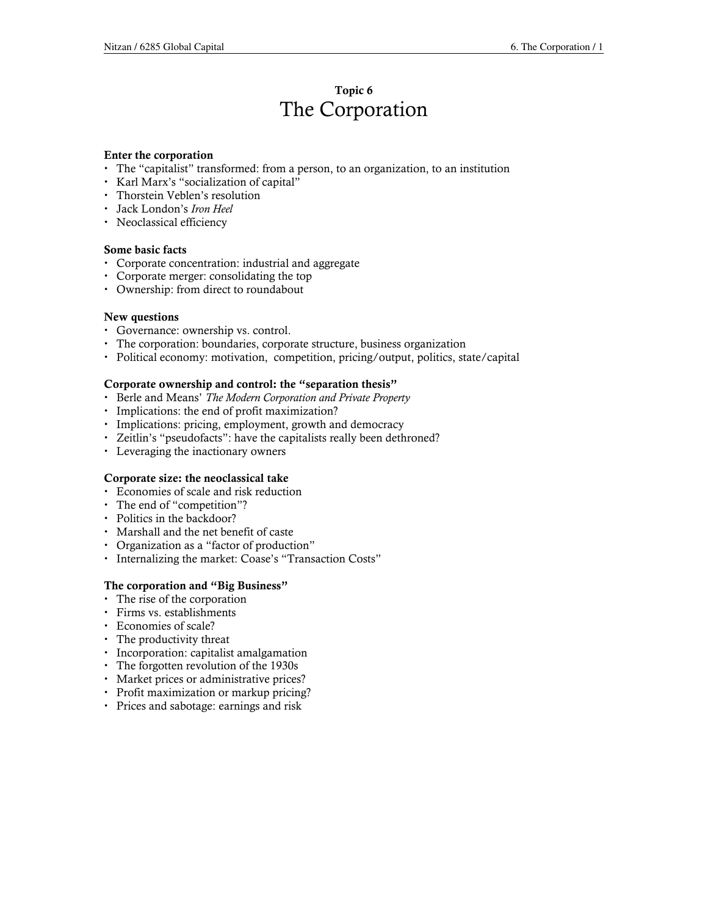**Topic 6**

# The Corporation

**Enter the corporation**

- The “capitalist” transformed: from a person, to an organization, to an institution
- Karl Marx’s “socialization of capital”
- Thorstein Veblen’s resolution
- Jack London’s *Iron Heel*
- Neoclassical efficiency

**Some basic facts**

- Corporate concentration: industrial and aggregate
- Corporate merger: consolidating the top
- Ownership: from direct to roundabout

**New questions**

- Governance: ownership vs. control.
- The corporation: boundaries, corporate structure, business organization
- Political economy: motivation, competition, pricing/output, politics, state/capital

**Corporate ownership and control: the “separation thesis”**

- Berle and Means’ *The Modern Corporation and Private Property*
- Implications: the end of profit maximization?
- Implications: pricing, employment, growth and democracy
- Zeitlin’s “pseudofacts”: have the capitalists really been dethroned?
- Leveraging the inactionary owners

**Corporate size: the neoclassical take**

- Economies of scale and risk reduction
- The end of “competition”?
- Politics in the backdoor?
- Marshall and the net benefit of caste
- Organization as a “factor of production”
- Internalizing the market: Coase’s “Transaction Costs”

**The corporation and “Big Business”**

- The rise of the corporation
- Firms vs. establishments
- Economies of scale?
- The productivity threat
- Incorporation: capitalist amalgamation
- The forgotten revolution of the 1930s
- Market prices or administrative prices?
- Profit maximization or markup pricing?
- Prices and sabotage: earnings and risk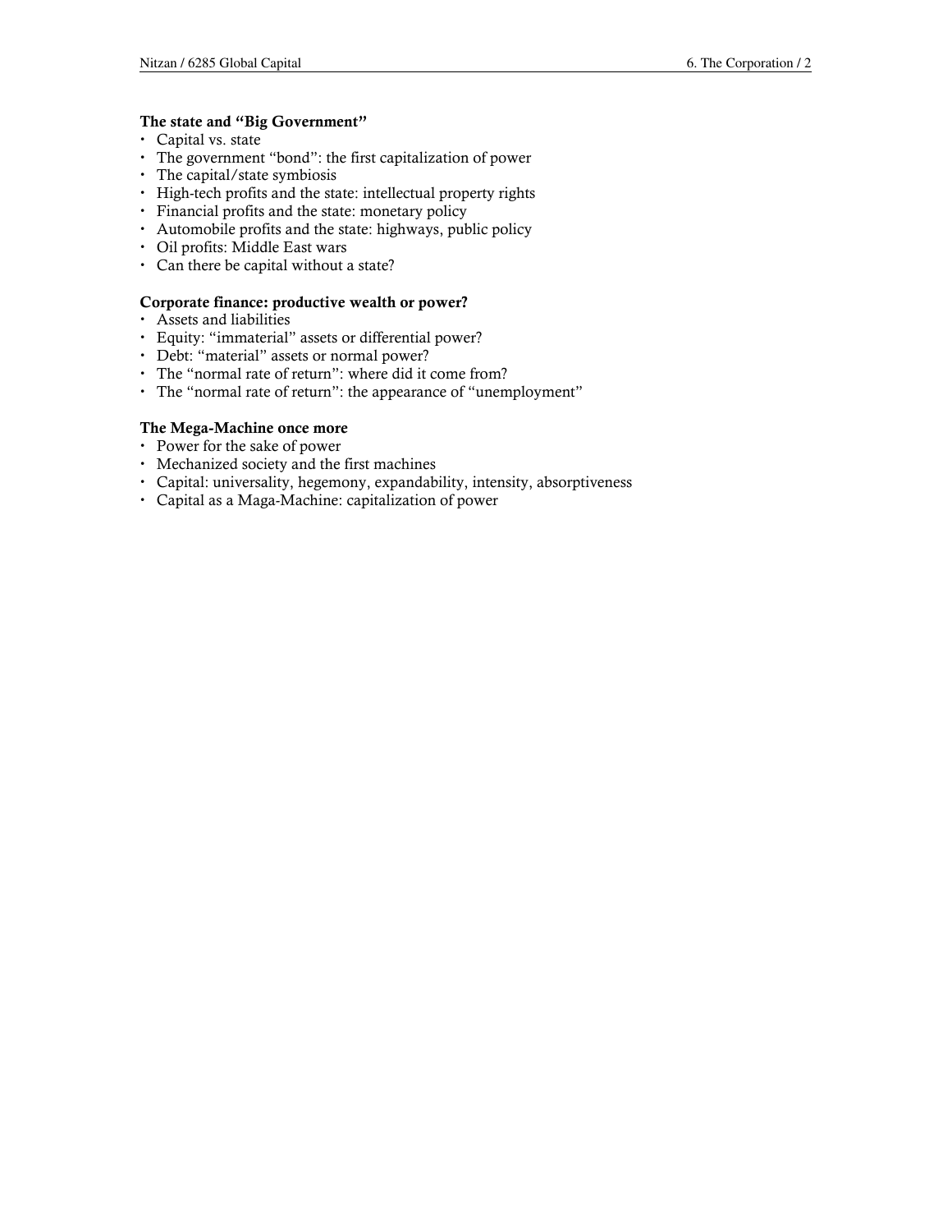**The state and "Big Government"**

- Capital vs. state
- The government "bond": the first capitalization of power
- The capital/state symbiosis
- High-tech profits and the state: intellectual property rights
- Financial profits and the state: monetary policy
- Automobile profits and the state: highways, public policy
- Oil profits: Middle East wars
- Can there be capital without a state?

**Corporate finance: productive wealth or power?**

- Assets and liabilities
- Equity: "immaterial" assets or differential power?
- Debt: "material" assets or normal power?
- The "normal rate of return": where did it come from?
- The "normal rate of return": the appearance of "unemployment"

**The Mega-Machine once more**

- Power for the sake of power
- Mechanized society and the first machines
- Capital: universality, hegemony, expandability, intensity, absorptiveness
- Capital as a Maga-Machine: capitalization of power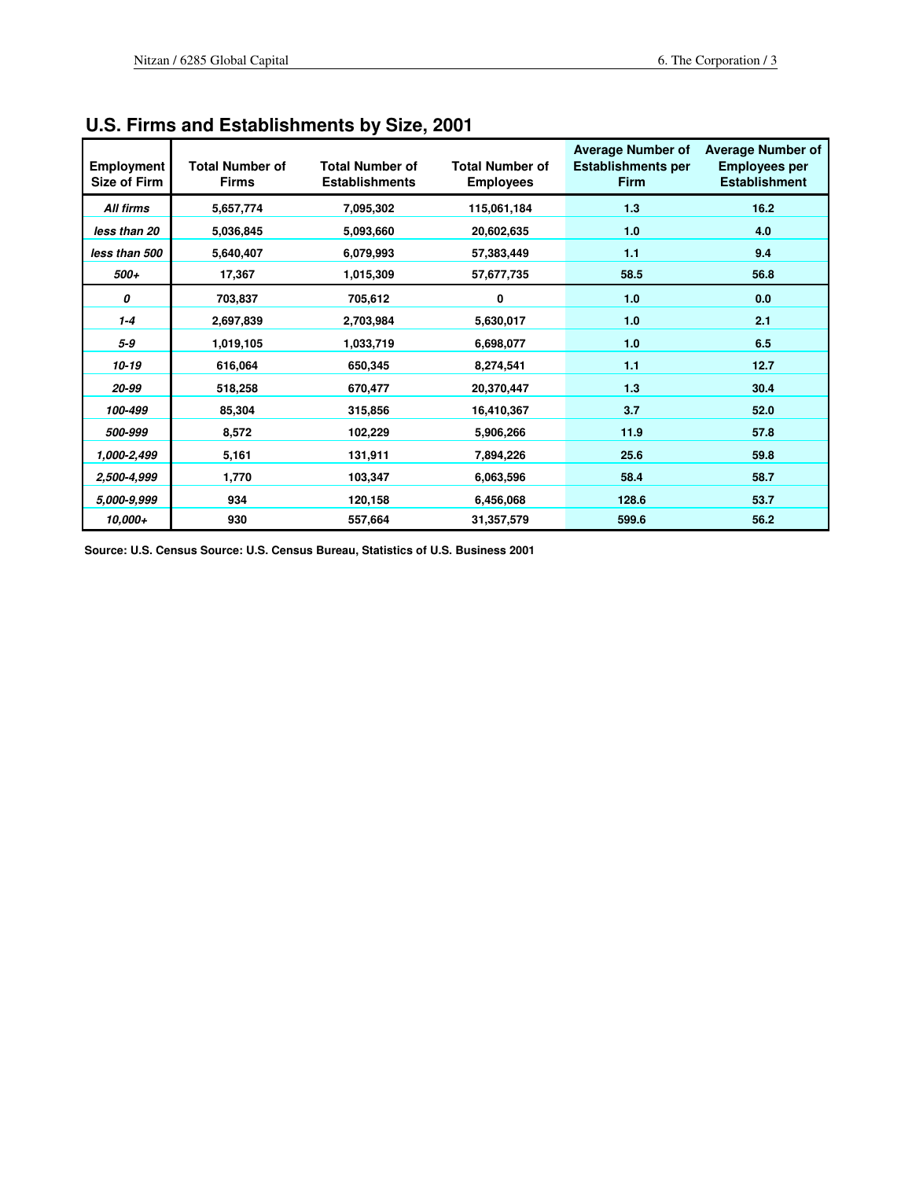## U.S. Firms and Establishments by Size, 2001

| Employment Size of Firm | Total Number of Firms | Total Number of Establishments | Total Number of Employees | Average Number of Establishments per Firm | Average Number of Employees per Establishment |
|---|---|---|---|---|---|
| *All firms* | 5,657,774 | 7,095,302 | 115,061,184 | 1.3 | 16.2 |
| *less than 20* | 5,036,845 | 5,093,660 | 20,602,635 | 1.0 | 4.0 |
| *less than 500* | 5,640,407 | 6,079,993 | 57,383,449 | 1.1 | 9.4 |
| *500+* | 17,367 | 1,015,309 | 57,677,735 | 58.5 | 56.8 |
| *0* | 703,837 | 705,612 | 0 | 1.0 | 0.0 |
| *1-4* | 2,697,839 | 2,703,984 | 5,630,017 | 1.0 | 2.1 |
| *5-9* | 1,019,105 | 1,033,719 | 6,698,077 | 1.0 | 6.5 |
| *10-19* | 616,064 | 650,345 | 8,274,541 | 1.1 | 12.7 |
| *20-99* | 518,258 | 670,477 | 20,370,447 | 1.3 | 30.4 |
| *100-499* | 85,304 | 315,856 | 16,410,367 | 3.7 | 52.0 |
| *500-999* | 8,572 | 102,229 | 5,906,266 | 11.9 | 57.8 |
| *1,000-2,499* | 5,161 | 131,911 | 7,894,226 | 25.6 | 59.8 |
| *2,500-4,999* | 1,770 | 103,347 | 6,063,596 | 58.4 | 58.7 |
| *5,000-9,999* | 934 | 120,158 | 6,456,068 | 128.6 | 53.7 |
| *10,000+* | 930 | 557,664 | 31,357,579 | 599.6 | 56.2 |

**Source: U.S. Census Source: U.S. Census Bureau, Statistics of U.S. Business 2001**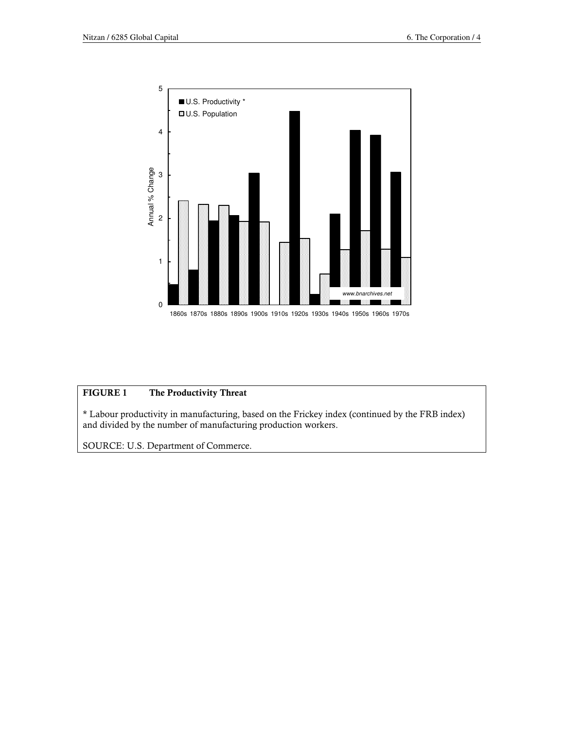**FIGURE 1 The Productivity Threat**

* Labour productivity in manufacturing, based on the Frickey index (continued by the FRB index) and divided by the number of manufacturing production workers.

SOURCE: U.S. Department of Commerce.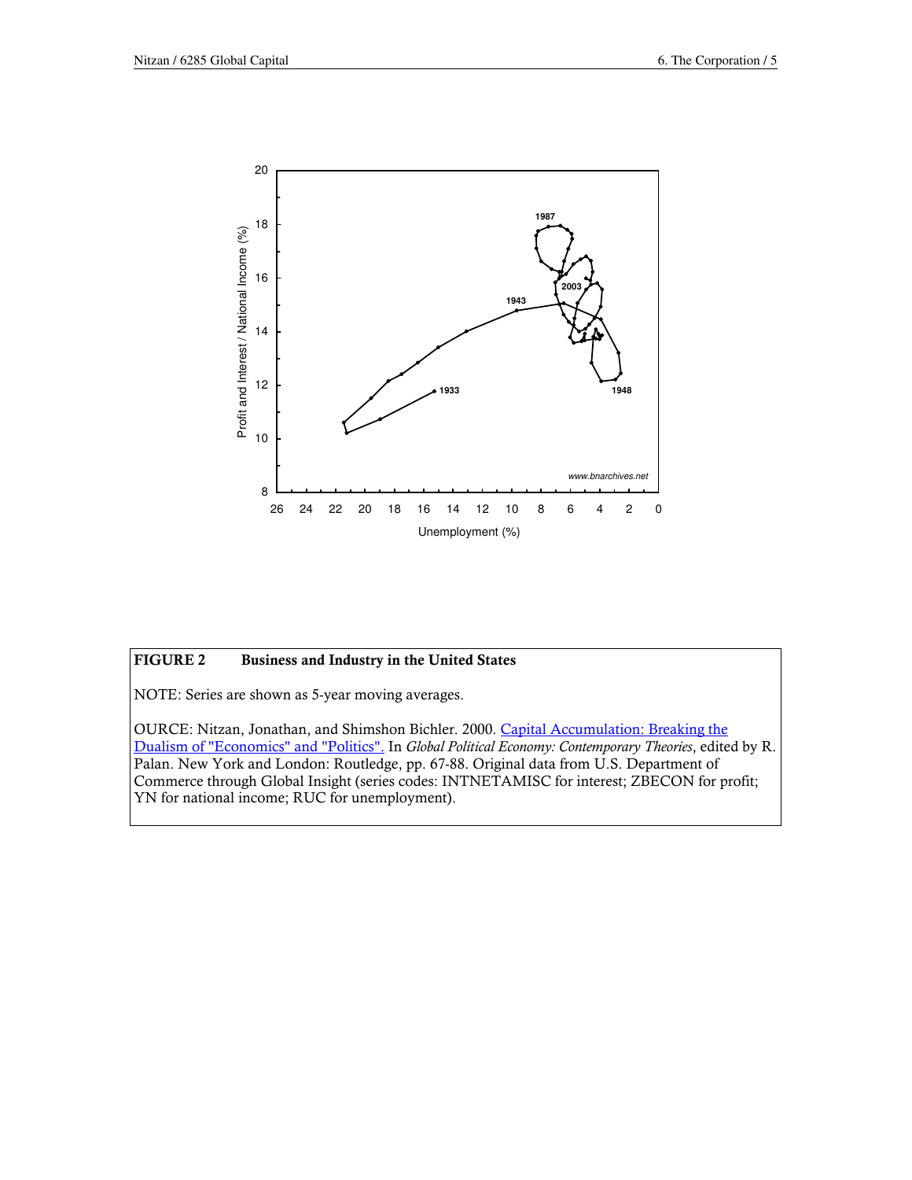**FIGURE 2 Business and Industry in the United States**

NOTE: Series are shown as 5-year moving averages.

OURCE: Nitzan, Jonathan, and Shimshon Bichler. 2000. [Capital Accumulation: Breaking the Dualism of "Economics" and "Politics".] In *Global Political Economy: Contemporary Theories*, edited by R. Palan. New York and London: Routledge, pp. 67-88. Original data from U.S. Department of Commerce through Global Insight (series codes: INTNETAMISC for interest; ZBECON for profit; YN for national income; RUC for unemployment).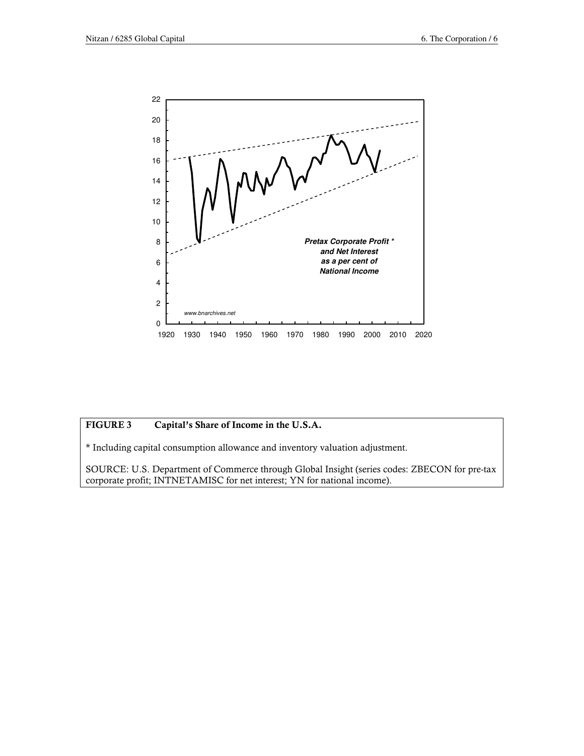**FIGURE 3 Capital's Share of Income in the U.S.A.**

* Including capital consumption allowance and inventory valuation adjustment.

SOURCE: U.S. Department of Commerce through Global Insight (series codes: ZBECON for pre-tax corporate profit; INTNETAMISC for net interest; YN for national income).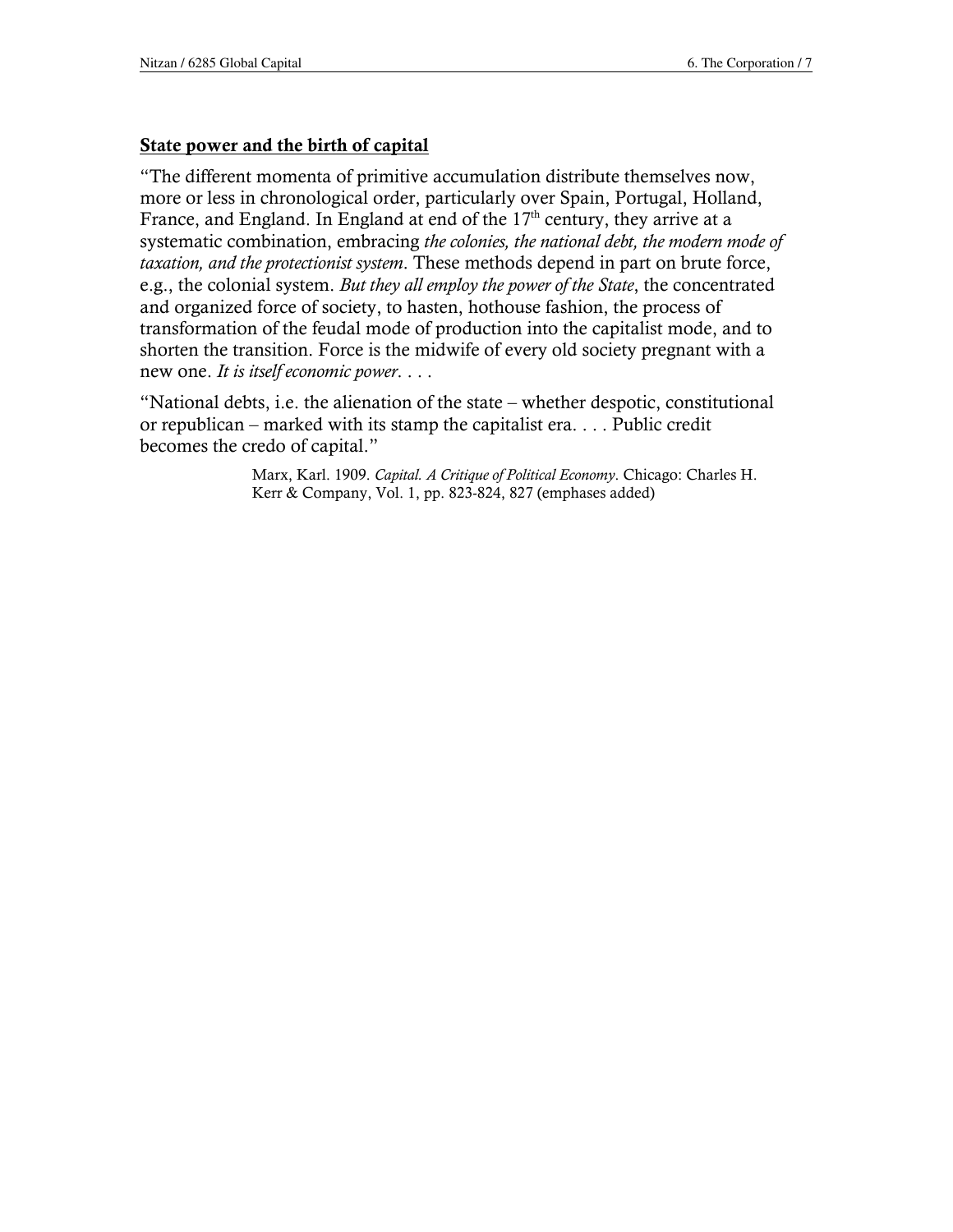## State power and the birth of capital

"The different momenta of primitive accumulation distribute themselves now, more or less in chronological order, particularly over Spain, Portugal, Holland, France, and England. In England at end of the 17th century, they arrive at a systematic combination, embracing *the colonies, the national debt, the modern mode of taxation, and the protectionist system*. These methods depend in part on brute force, e.g., the colonial system. *But they all employ the power of the State*, the concentrated and organized force of society, to hasten, hothouse fashion, the process of transformation of the feudal mode of production into the capitalist mode, and to shorten the transition. Force is the midwife of every old society pregnant with a new one. *It is itself economic power*. . . .

"National debts, i.e. the alienation of the state – whether despotic, constitutional or republican – marked with its stamp the capitalist era. . . . Public credit becomes the credo of capital."

> Marx, Karl. 1909. *Capital. A Critique of Political Economy*. Chicago: Charles H. Kerr & Company, Vol. 1, pp. 823-824, 827 (emphases added)